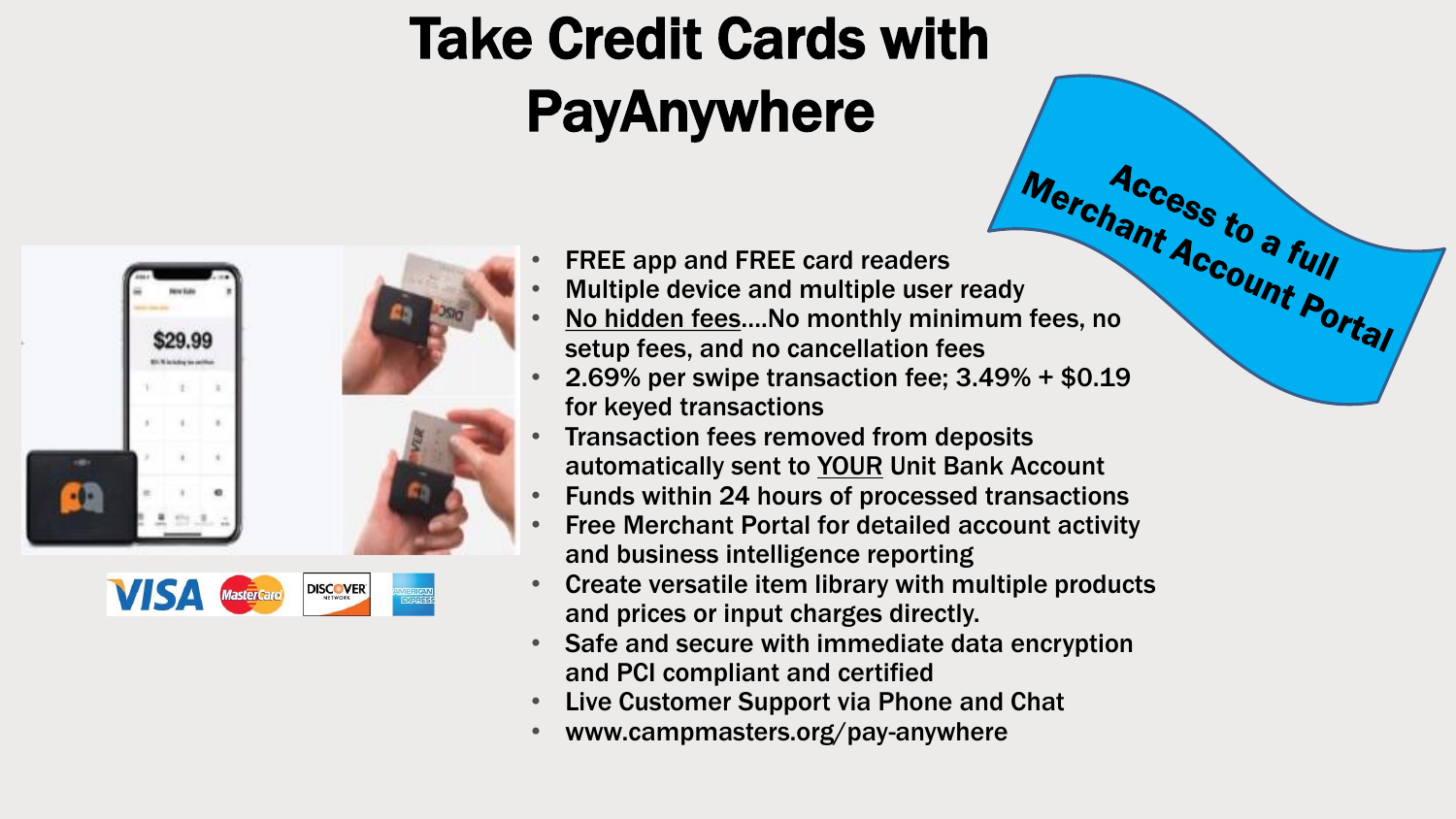# Take Credit Cards with PayAnywhere

**Access to a full Merchant Account Portal**

- FREE app and FREE card readers
- Multiple device and multiple user ready
- No hidden fees....No monthly minimum fees, no setup fees, and no cancellation fees
- 2.69% per swipe transaction fee; 3.49% + $0.19 for keyed transactions
- Transaction fees removed from deposits automatically sent to YOUR Unit Bank Account
- Funds within 24 hours of processed transactions
- Free Merchant Portal for detailed account activity and business intelligence reporting
- Create versatile item library with multiple products and prices or input charges directly.
- Safe and secure with immediate data encryption and PCI compliant and certified
- Live Customer Support via Phone and Chat
- www.campmasters.org/pay-anywhere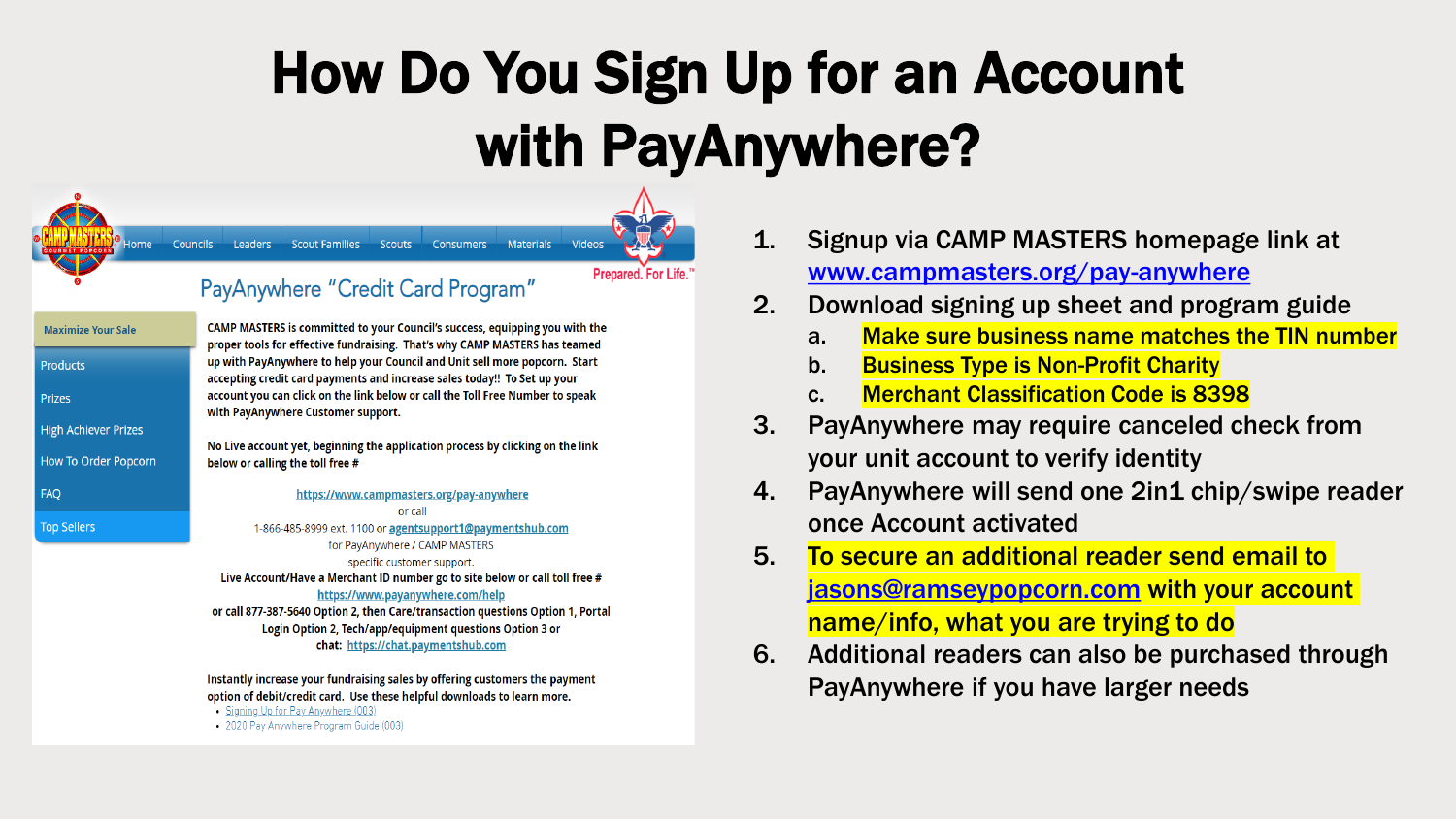# How Do You Sign Up for an Account with PayAnywhere?

Home | Councils | Leaders | Scout Families | Scouts | Consumers | Materials | Videos

Prepared. For Life.™

## PayAnywhere "Credit Card Program"

- Maximize Your Sale
- Products
- Prizes
- High Achiever Prizes
- How To Order Popcorn
- FAQ
- Top Sellers

CAMP MASTERS is committed to your Council's success, equipping you with the proper tools for effective fundraising. That's why CAMP MASTERS has teamed up with PayAnywhere to help your Council and Unit sell more popcorn. Start accepting credit card payments and increase sales today!! To Set up your account you can click on the link below or call the Toll Free Number to speak with PayAnywhere Customer support.

No Live account yet, beginning the application process by clicking on the link below or calling the toll free #

https://www.campmasters.org/pay-anywhere
or call
1-866-485-8999 ext. 1100 or agentsupport1@paymentshub.com
for PayAnywhere / CAMP MASTERS
specific customer support.

Live Account/Have a Merchant ID number go to site below or call toll free #
https://www.payanywhere.com/help
or call 877-387-5640 Option 2, then Care/transaction questions Option 1, Portal Login Option 2, Tech/app/equipment questions Option 3 or
chat: https://chat.paymentshub.com

Instantly increase your fundraising sales by offering customers the payment option of debit/credit card. Use these helpful downloads to learn more.

- Signing Up for Pay Anywhere (003)
- 2020 Pay Anywhere Program Guide (003)

1. Signup via CAMP MASTERS homepage link at www.campmasters.org/pay-anywhere
2. Download signing up sheet and program guide
   a. Make sure business name matches the TIN number
   b. Business Type is Non-Profit Charity
   c. Merchant Classification Code is 8398
3. PayAnywhere may require canceled check from your unit account to verify identity
4. PayAnywhere will send one 2in1 chip/swipe reader once Account activated
5. To secure an additional reader send email to jasons@ramseypopcorn.com with your account name/info, what you are trying to do
6. Additional readers can also be purchased through PayAnywhere if you have larger needs